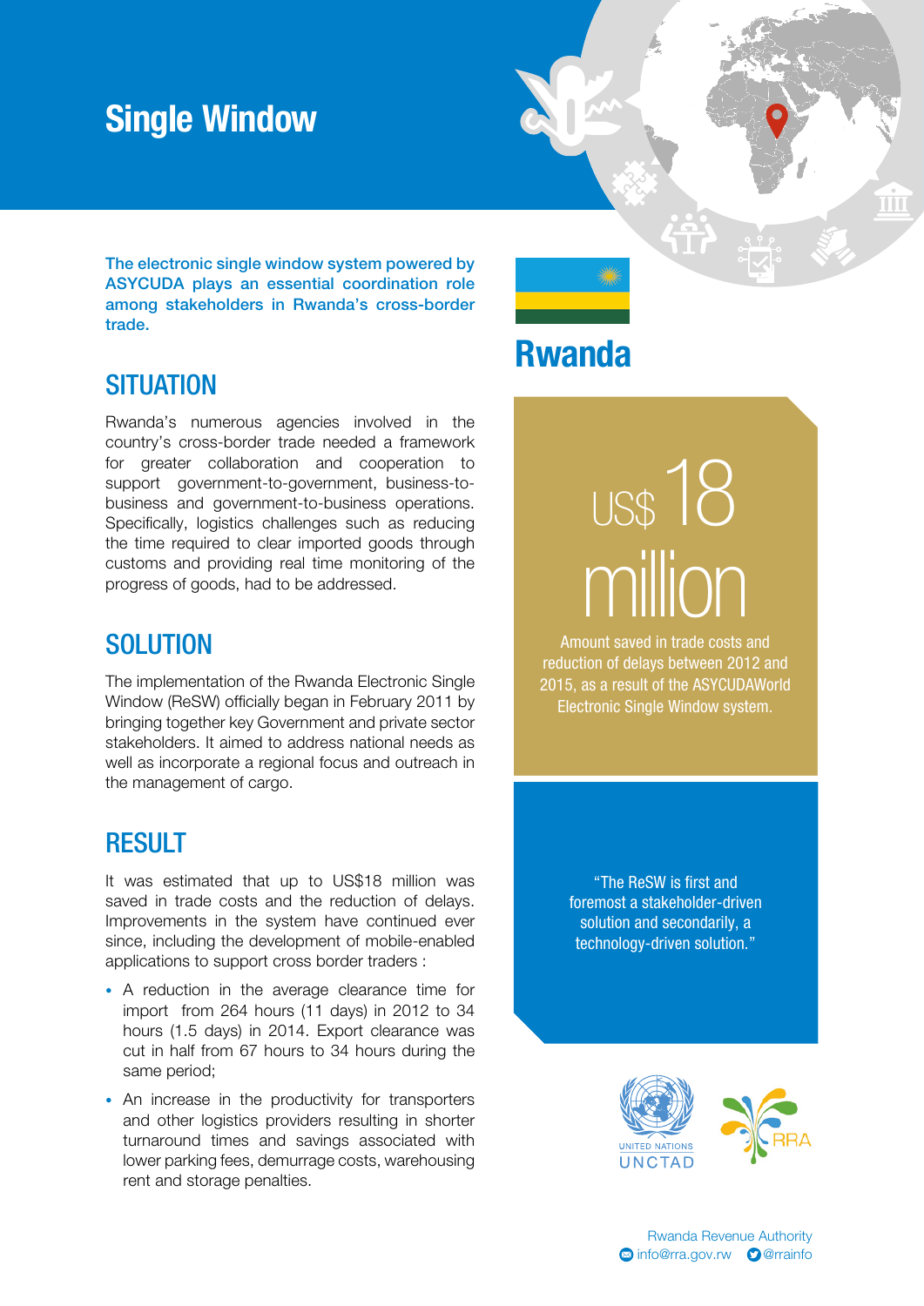# Single Window

**The electronic single window system powered by ASYCUDA plays an essential coordination role among stakeholders in Rwanda's cross-border trade.**

## Rwanda

## SITUATION

Rwanda's numerous agencies involved in the country's cross-border trade needed a framework for greater collaboration and cooperation to support government-to-government, business-to-business and government-to-business operations. Specifically, logistics challenges such as reducing the time required to clear imported goods through customs and providing real time monitoring of the progress of goods, had to be addressed.

## SOLUTION

The implementation of the Rwanda Electronic Single Window (ReSW) officially began in February 2011 by bringing together key Government and private sector stakeholders. It aimed to address national needs as well as incorporate a regional focus and outreach in the management of cargo.

## RESULT

It was estimated that up to US$18 million was saved in trade costs and the reduction of delays. Improvements in the system have continued ever since, including the development of mobile-enabled applications to support cross border traders :

- A reduction in the average clearance time for import from 264 hours (11 days) in 2012 to 34 hours (1.5 days) in 2014. Export clearance was cut in half from 67 hours to 34 hours during the same period;
- An increase in the productivity for transporters and other logistics providers resulting in shorter turnaround times and savings associated with lower parking fees, demurrage costs, warehousing rent and storage penalties.

**US$ 18 million**

Amount saved in trade costs and reduction of delays between 2012 and 2015, as a result of the ASYCUDAWorld Electronic Single Window system.

"The ReSW is first and foremost a stakeholder-driven solution and secondarily, a technology-driven solution."

UNITED NATIONS UNCTAD

RRA

Rwanda Revenue Authority
info@rra.gov.rw @rrainfo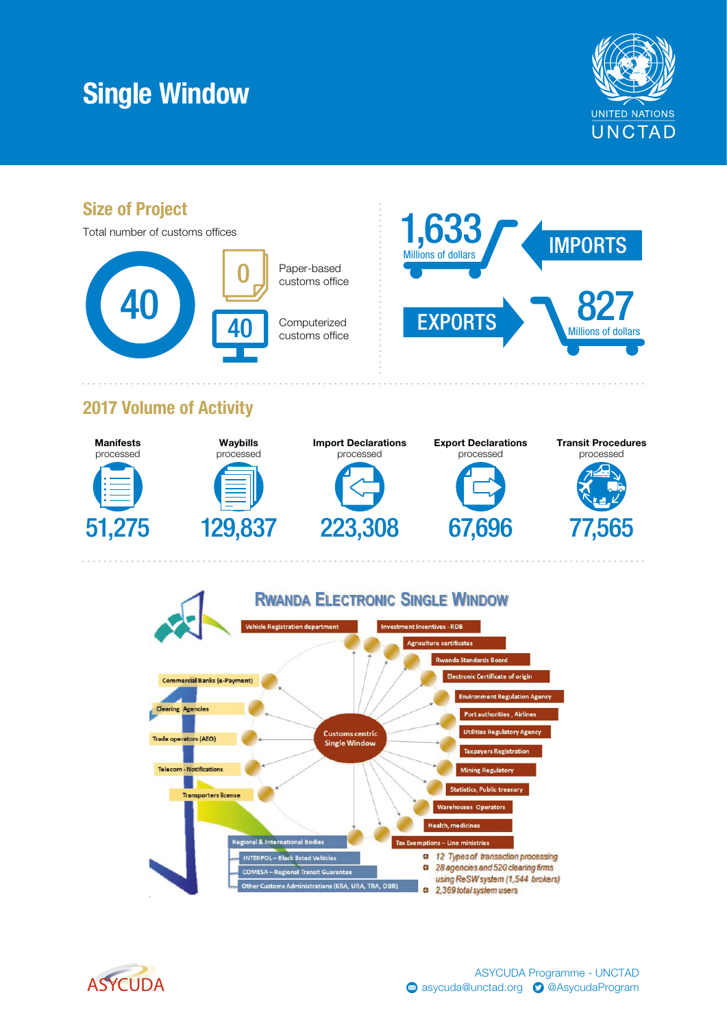# Single Window

UNITED NATIONS
UNCTAD

## Size of Project

Total number of customs offices

40

0 Paper-based customs office

40 Computerized customs office

1,633 Millions of dollars IMPORTS

EXPORTS 827 Millions of dollars

## 2017 Volume of Activity

**Manifests** processed 51,275

**Waybills** processed 129,837

**Import Declarations** processed 223,308

**Export Declarations** processed 67,696

**Transit Procedures** processed 77,565

### RWANDA ELECTRONIC SINGLE WINDOW

Customs centric Single Window

Vehicle Registration department
Investment Incentives - RDB
Agriculture certificates
Rwanda Standards Board
Electronic Certificate of origin
Environment Regulation Agency
Port authorities , Airlines
Utilities Regulatory Agency
Taxpayers Registration
Mining Regulatory
Statistics, Public treasury
Warehouses Operators
Health, medicines
Tax Exemptions – Line ministries
Commercial Banks (e-Payment)
Clearing Agencies
Trade operators (AEO)
Telecom - Notifications
Transporters license
Regional & International Bodies
INTERPOL – Black listed Vehicles
COMESA – Regional Transit Guarantee
Other Customs Administrations (KRA, URA, TRA, OBR)

- *12 Types of transaction processing*
- *28 agencies and 520 clearing firms using ReSW system (1,544 brokers)*
- *2,369 total system users*

ASYCUDA

ASYCUDA Programme - UNCTAD
asycuda@unctad.org @AsycudaProgram